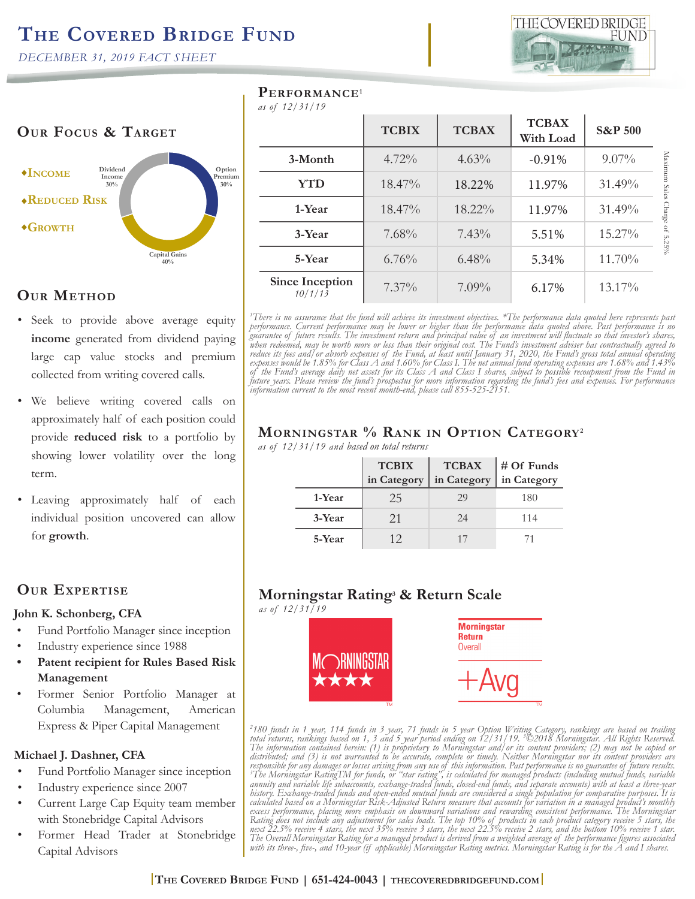# The Covered Bridge Fund

*DECEMBER 31, 2019 FACT SHEET*

## Our Focus & Target

- **Income**
- **Reduced Risk**
- **Growth**

Option Premium 30%
Capital Gains 40%
Dividend Income 30%

## Our Method

- Seek to provide above average equity **income** generated from dividend paying large cap value stocks and premium collected from writing covered calls.
- We believe writing covered calls on approximately half of each position could provide **reduced risk** to a portfolio by showing lower volatility over the long term.
- Leaving approximately half of each individual position uncovered can allow for **growth**.

## Our Expertise

**John K. Schonberg, CFA**

- Fund Portfolio Manager since inception
- Industry experience since 1988
- **Patent recipient for Rules Based Risk Management**
- Former Senior Portfolio Manager at Columbia Management, American Express & Piper Capital Management

**Michael J. Dashner, CFA**

- Fund Portfolio Manager since inception
- Industry experience since 2007
- Current Large Cap Equity team member with Stonebridge Capital Advisors
- Former Head Trader at Stonebridge Capital Advisors

## Performance[1]

*as of 12/31/19*

| | TCBIX | TCBAX | TCBAX With Load | S&P 500 |
|---|---|---|---|---|
| 3-Month | 4.72% | 4.63% | -0.91% | 9.07% |
| YTD | 18.47% | 18.22% | 11.97% | 31.49% |
| 1-Year | 18.47% | 18.22% | 11.97% | 31.49% |
| 3-Year | 7.68% | 7.43% | 5.51% | 15.27% |
| 5-Year | 6.76% | 6.48% | 5.34% | 11.70% |
| Since Inception *10/1/13* | 7.37% | 7.09% | 6.17% | 13.17% |

Maximum Sales Charge of 5.25%

*[1]There is no assurance that the fund will achieve its investment objectives. *The performance data quoted here represents past performance. Current performance may be lower or higher than the performance data quoted above. Past performance is no guarantee of future results. The investment return and principal value of an investment will fluctuate so that investor's shares, when redeemed, may be worth more or less than their original cost. The Fund's investment adviser has contractually agreed to reduce its fees and/or absorb expenses of the Fund, at least until January 31, 2020, the Fund's gross total annual operating expenses would be 1.85% for Class A and 1.60% for Class I. The net annual fund operating expenses are 1.68% and 1.43% of the Fund's average daily net assets for its Class A and Class I shares, subject to possible recoupment from the Fund in future years. Please review the fund's prospectus for more information regarding the fund's fees and expenses. For performance information current to the most recent month-end, please call 855-525-2151.*

## Morningstar % Rank in Option Category[2]

*as of 12/31/19 and based on total returns*

| | TCBIX in Category | TCBAX in Category | # Of Funds in Category |
|---|---|---|---|
| 1-Year | 25 | 29 | 180 |
| 3-Year | 21 | 24 | 114 |
| 5-Year | 12 | 17 | 71 |

## Morningstar Rating[3] & Return Scale

*as of 12/31/19*

MORNINGSTAR ★★★★

Morningstar Return Overall: +Avg

*[2]180 funds in 1 year, 114 funds in 3 year, 71 funds in 5 year Option Writing Category, rankings are based on trailing total returns, rankings based on 1, 3 and 5 year period ending on 12/31/19. [3]©2018 Morningstar. All Rights Reserved. The information contained herein: (1) is proprietary to Morningstar and/or its content providers; (2) may not be copied or distributed; and (3) is not warranted to be accurate, complete or timely. Neither Morningstar nor its content providers are responsible for any damages or losses arising from any use of this information. Past performance is no guarantee of future results. [3]The Morningstar RatingTM for funds, or "star rating", is calculated for managed products (including mutual funds, variable annuity and variable life subaccounts, exchange-traded funds, closed-end funds, and separate accounts) with at least a three-year history. Exchange-traded funds and open-ended mutual funds are considered a single population for comparative purposes. It is calculated based on a Morningstar Risk-Adjusted Return measure that accounts for variation in a managed product's monthly excess performance, placing more emphasis on downward variations and rewarding consistent performance. The Morningstar Rating does not include any adjustment for sales loads. The top 10% of products in each product category receive 5 stars, the next 22.5% receive 4 stars, the next 35% receive 3 stars, the next 22.5% receive 2 stars, and the bottom 10% receive 1 star. The Overall Morningstar Rating for a managed product is derived from a weighted average of the performance figures associated with its three-, five-, and 10-year (if applicable) Morningstar Rating metrics. Morningstar Rating is for the A and I shares.*

The Covered Bridge Fund | 651-424-0043 | thecoveredbridgefund.com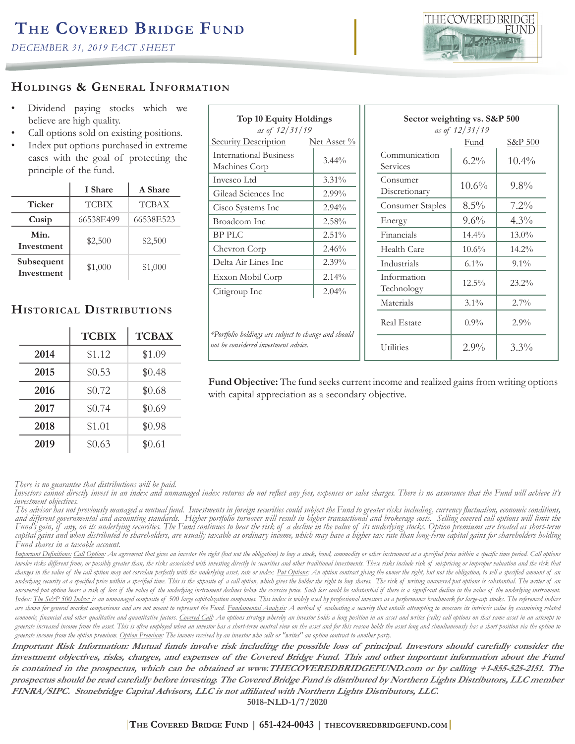# THE COVERED BRIDGE FUND

*DECEMBER 31, 2019 FACT SHEET*

## HOLDINGS & GENERAL INFORMATION

- Dividend paying stocks which we believe are high quality.
- Call options sold on existing positions.
- Index put options purchased in extreme cases with the goal of protecting the principle of the fund.

| | I Share | A Share |
|---|---|---|
| **Ticker** | TCBIX | TCBAX |
| **Cusip** | 66538E499 | 66538E523 |
| **Min. Investment** | $2,500 | $2,500 |
| **Subsequent Investment** | $1,000 | $1,000 |

**Top 10 Equity Holdings**
*as of 12/31/19*

| Security Description | Net Asset % |
|---|---|
| International Business Machines Corp | 3.44% |
| Invesco Ltd | 3.31% |
| Gilead Sciences Inc | 2.99% |
| Cisco Systems Inc | 2.94% |
| Broadcom Inc | 2.58% |
| BP PLC | 2.51% |
| Chevron Corp | 2.46% |
| Delta Air Lines Inc | 2.39% |
| Exxon Mobil Corp | 2.14% |
| Citigroup Inc | 2.04% |

*\*Portfolio holdings are subject to change and should not be considered investment advice.*

**Sector weighting vs. S&P 500**
*as of 12/31/19*

| | Fund | S&P 500 |
|---|---|---|
| Communication Services | 6.2% | 10.4% |
| Consumer Discretionary | 10.6% | 9.8% |
| Consumer Staples | 8.5% | 7.2% |
| Energy | 9.6% | 4.3% |
| Financials | 14.4% | 13.0% |
| Health Care | 10.6% | 14.2% |
| Industrials | 6.1% | 9.1% |
| Information Technology | 12.5% | 23.2% |
| Materials | 3.1% | 2.7% |
| Real Estate | 0.9% | 2.9% |
| Utilities | 2.9% | 3.3% |

**Fund Objective:** The fund seeks current income and realized gains from writing options with capital appreciation as a secondary objective.

## HISTORICAL DISTRIBUTIONS

| | TCBIX | TCBAX |
|---|---|---|
| **2014** | $1.12 | $1.09 |
| **2015** | $0.53 | $0.48 |
| **2016** | $0.72 | $0.68 |
| **2017** | $0.74 | $0.69 |
| **2018** | $1.01 | $0.98 |
| **2019** | $0.63 | $0.61 |

*There is no guarantee that distributions will be paid.*
*Investors cannot directly invest in an index and unmanaged index returns do not reflect any fees, expenses or sales charges. There is no assurance that the Fund will achieve it's investment objectives.*
*The advisor has not previously managed a mutual fund. Investments in foreign securities could subject the Fund to greater risks including, currency fluctuation, economic conditions, and different governmental and accounting standards. Higher portfolio turnover will result in higher transactional and brokerage costs. Selling covered call options will limit the Fund's gain, if any, on its underlying securities. The Fund continues to bear the risk of a decline in the value of its underlying stocks. Option premiums are treated as short-term capital gains and when distributed to shareholders, are usually taxable as ordinary income, which may have a higher tax rate than long-term capital gains for shareholders holding Fund shares in a taxable account.*

*Important Definitions: Call Option: An agreement that gives an investor the right (but not the obligation) to buy a stock, bond, commodity or other instrument at a specified price within a specific time period. Call options involve risks different from, or possibly greater than, the risks associated with investing directly in securities and other traditional investments. These risks include risk of mispricing or improper valuation and the risk that changes in the value of the call option may not correlate perfectly with the underlying asset, rate or index. Put Options: An option contract giving the owner the right, but not the obligation, to sell a specified amount of an underlying security at a specified price within a specified time. This is the opposite of a call option, which gives the holder the right to buy shares. The risk of writing uncovered put options is substantial. The writer of an uncovered put option bears a risk of loss if the value of the underlying instrument declines below the exercise price. Such loss could be substantial if there is a significant decline in the value of the underlying instrument. Index: The S&P 500 Index: is an unmanaged composite of 500 large capitalization companies. This index is widely used by professional investors as a performance benchmark for large-cap stocks. The referenced indices are shown for general market comparisons and are not meant to represent the Fund. Fundamental Analysis: A method of evaluating a security that entails attempting to measure its intrinsic value by examining related economic, financial and other qualitative and quantitative factors. Covered Call: An options strategy whereby an investor holds a long position in an asset and writes (sells) call options on that same asset in an attempt to generate increased income from the asset. This is often employed when an investor has a short-term neutral view on the asset and for this reason holds the asset long and simultaneously has a short position via the option to generate income from the option premium. Option Premium: The income received by an investor who sells or "writes" an option contract to another party.*

***Important Risk Information: Mutual funds involve risk including the possible loss of principal. Investors should carefully consider the investment objectives, risks, charges, and expenses of the Covered Bridge Fund. This and other important information about the Fund is contained in the prospectus, which can be obtained at www.THECOVEREDBRIDGEFUND.com or by calling +1-855-525-2151. The prospectus should be read carefully before investing. The Covered Bridge Fund is distributed by Northern Lights Distributors, LLC member FINRA/SIPC. Stonebridge Capital Advisors, LLC is not affiliated with Northern Lights Distributors, LLC.***

**5018-NLD-1/7/2020**

**THE COVERED BRIDGE FUND | 651-424-0043 | THECOVEREDBRIDGEFUND.COM**